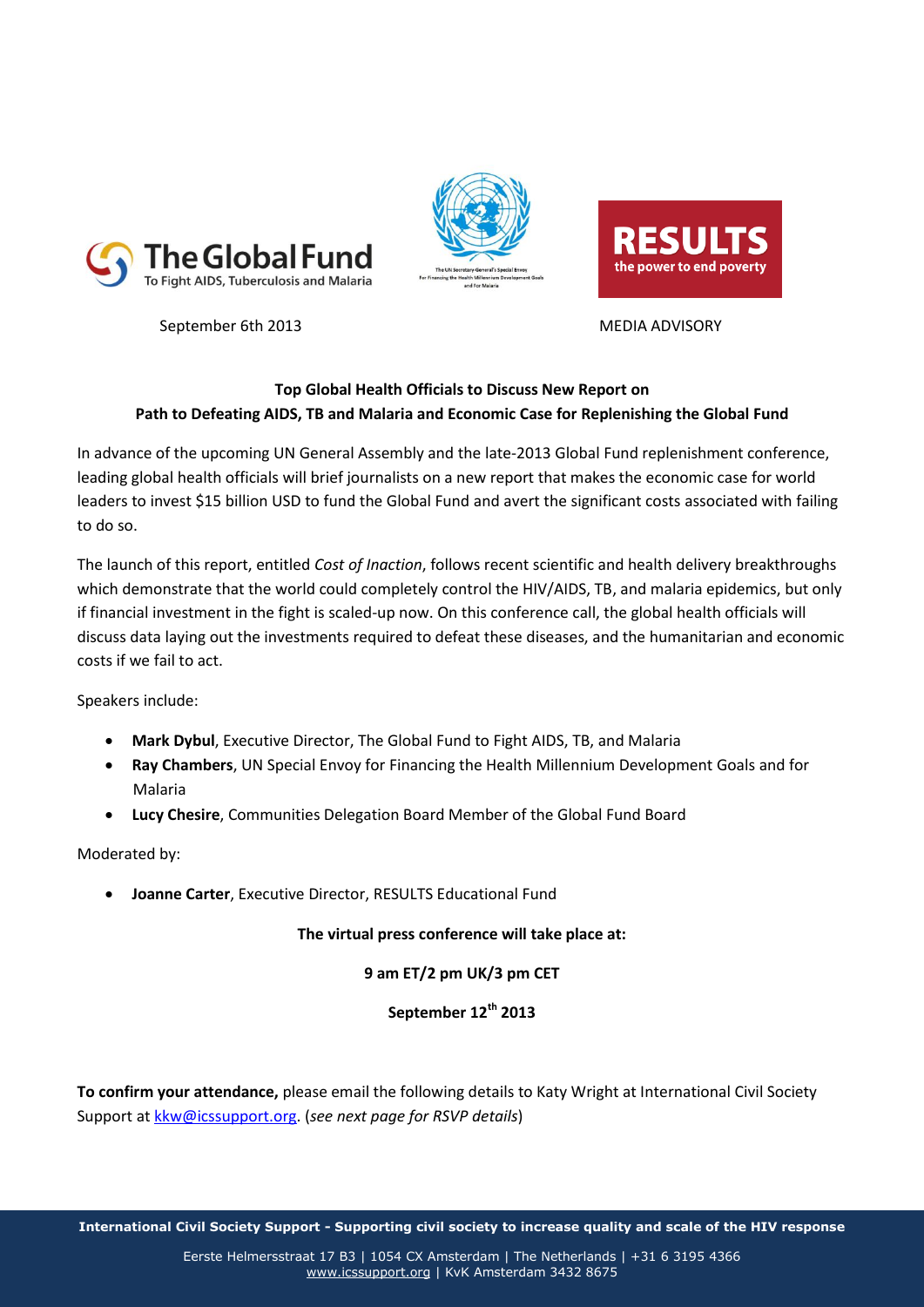September 6th 2013

MEDIA ADVISORY

**Top Global Health Officials to Discuss New Report on Path to Defeating AIDS, TB and Malaria and Economic Case for Replenishing the Global Fund**

In advance of the upcoming UN General Assembly and the late-2013 Global Fund replenishment conference, leading global health officials will brief journalists on a new report that makes the economic case for world leaders to invest $15 billion USD to fund the Global Fund and avert the significant costs associated with failing to do so.

The launch of this report, entitled *Cost of Inaction*, follows recent scientific and health delivery breakthroughs which demonstrate that the world could completely control the HIV/AIDS, TB, and malaria epidemics, but only if financial investment in the fight is scaled-up now. On this conference call, the global health officials will discuss data laying out the investments required to defeat these diseases, and the humanitarian and economic costs if we fail to act.

Speakers include:

- **Mark Dybul**, Executive Director, The Global Fund to Fight AIDS, TB, and Malaria
- **Ray Chambers**, UN Special Envoy for Financing the Health Millennium Development Goals and for Malaria
- **Lucy Chesire**, Communities Delegation Board Member of the Global Fund Board

Moderated by:

- **Joanne Carter**, Executive Director, RESULTS Educational Fund

**The virtual press conference will take place at:**

**9 am ET/2 pm UK/3 pm CET**

**September 12th 2013**

**To confirm your attendance,** please email the following details to Katy Wright at International Civil Society Support at kkw@icssupport.org. (*see next page for RSVP details*)

**International Civil Society Support - Supporting civil society to increase quality and scale of the HIV response**

Eerste Helmersstraat 17 B3 | 1054 CX Amsterdam | The Netherlands | +31 6 3195 4366
www.icssupport.org | KvK Amsterdam 3432 8675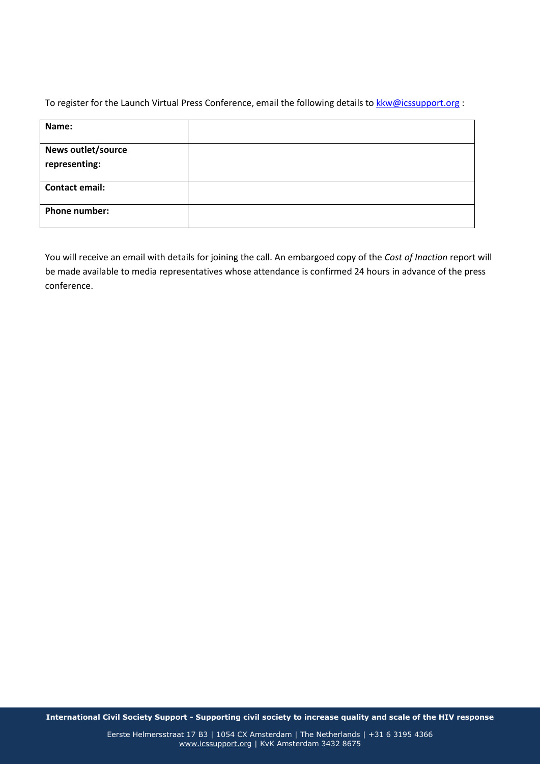To register for the Launch Virtual Press Conference, email the following details to kkw@icssupport.org :

| | |
|---|---|
| **Name:** | |
| **News outlet/source representing:** | |
| **Contact email:** | |
| **Phone number:** | |

You will receive an email with details for joining the call. An embargoed copy of the *Cost of Inaction* report will be made available to media representatives whose attendance is confirmed 24 hours in advance of the press conference.